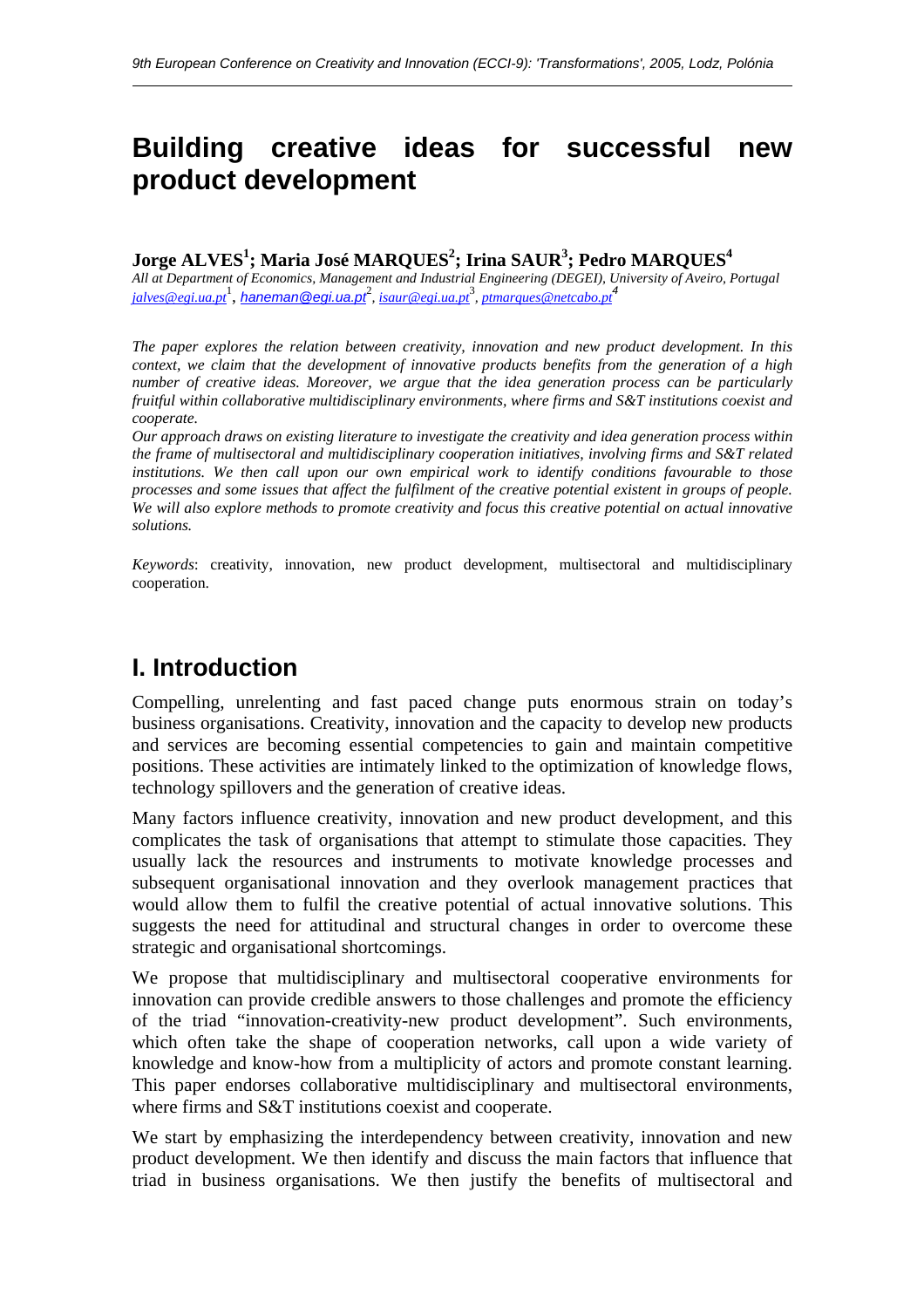# Building creative ideas for successful new product development

**Jorge ALVES[1]; Maria José MARQUES[2]; Irina SAUR[3]; Pedro MARQUES[4]**

*All at Department of Economics, Management and Industrial Engineering (DEGEI), University of Aveiro, Portugal*
jalves@egi.ua.pt[1], haneman@egi.ua.pt[2], isaur@egi.ua.pt[3], ptmarques@netcabo.pt[4]

*The paper explores the relation between creativity, innovation and new product development. In this context, we claim that the development of innovative products benefits from the generation of a high number of creative ideas. Moreover, we argue that the idea generation process can be particularly fruitful within collaborative multidisciplinary environments, where firms and S&T institutions coexist and cooperate.*

*Our approach draws on existing literature to investigate the creativity and idea generation process within the frame of multisectoral and multidisciplinary cooperation initiatives, involving firms and S&T related institutions. We then call upon our own empirical work to identify conditions favourable to those processes and some issues that affect the fulfilment of the creative potential existent in groups of people. We will also explore methods to promote creativity and focus this creative potential on actual innovative solutions.*

*Keywords*: creativity, innovation, new product development, multisectoral and multidisciplinary cooperation.

## I. Introduction

Compelling, unrelenting and fast paced change puts enormous strain on today's business organisations. Creativity, innovation and the capacity to develop new products and services are becoming essential competencies to gain and maintain competitive positions. These activities are intimately linked to the optimization of knowledge flows, technology spillovers and the generation of creative ideas.

Many factors influence creativity, innovation and new product development, and this complicates the task of organisations that attempt to stimulate those capacities. They usually lack the resources and instruments to motivate knowledge processes and subsequent organisational innovation and they overlook management practices that would allow them to fulfil the creative potential of actual innovative solutions. This suggests the need for attitudinal and structural changes in order to overcome these strategic and organisational shortcomings.

We propose that multidisciplinary and multisectoral cooperative environments for innovation can provide credible answers to those challenges and promote the efficiency of the triad "innovation-creativity-new product development". Such environments, which often take the shape of cooperation networks, call upon a wide variety of knowledge and know-how from a multiplicity of actors and promote constant learning. This paper endorses collaborative multidisciplinary and multisectoral environments, where firms and S&T institutions coexist and cooperate.

We start by emphasizing the interdependency between creativity, innovation and new product development. We then identify and discuss the main factors that influence that triad in business organisations. We then justify the benefits of multisectoral and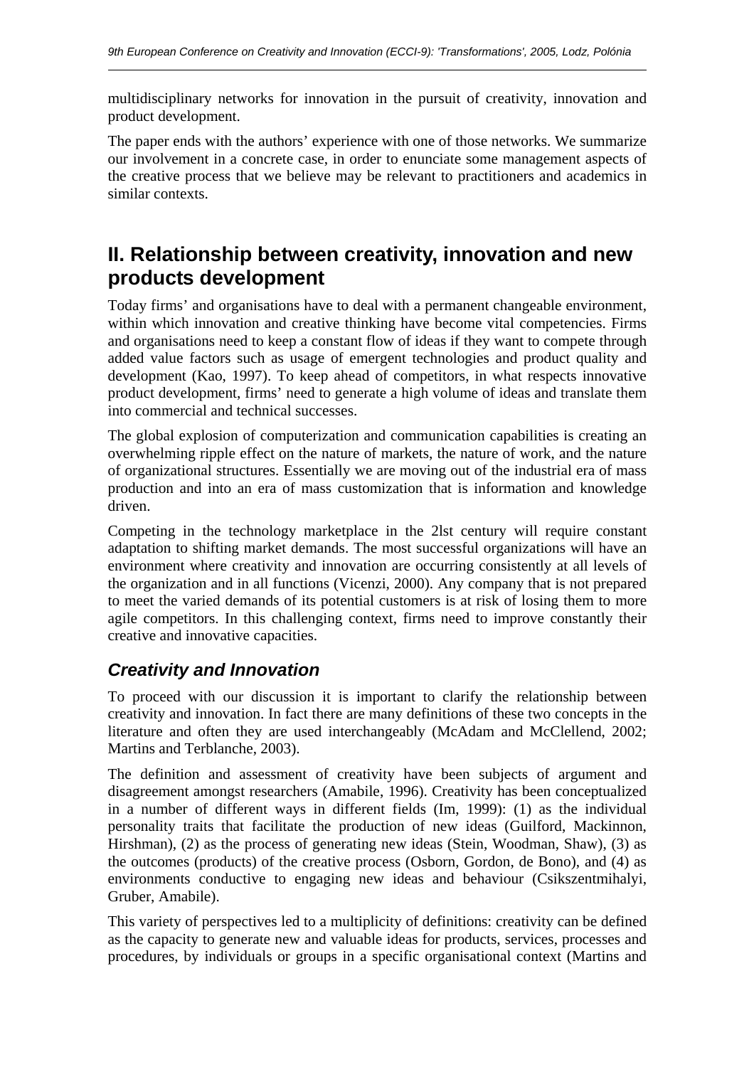multidisciplinary networks for innovation in the pursuit of creativity, innovation and product development.

The paper ends with the authors' experience with one of those networks. We summarize our involvement in a concrete case, in order to enunciate some management aspects of the creative process that we believe may be relevant to practitioners and academics in similar contexts.

## II. Relationship between creativity, innovation and new products development

Today firms' and organisations have to deal with a permanent changeable environment, within which innovation and creative thinking have become vital competencies. Firms and organisations need to keep a constant flow of ideas if they want to compete through added value factors such as usage of emergent technologies and product quality and development (Kao, 1997). To keep ahead of competitors, in what respects innovative product development, firms' need to generate a high volume of ideas and translate them into commercial and technical successes.

The global explosion of computerization and communication capabilities is creating an overwhelming ripple effect on the nature of markets, the nature of work, and the nature of organizational structures. Essentially we are moving out of the industrial era of mass production and into an era of mass customization that is information and knowledge driven.

Competing in the technology marketplace in the 2lst century will require constant adaptation to shifting market demands. The most successful organizations will have an environment where creativity and innovation are occurring consistently at all levels of the organization and in all functions (Vicenzi, 2000). Any company that is not prepared to meet the varied demands of its potential customers is at risk of losing them to more agile competitors. In this challenging context, firms need to improve constantly their creative and innovative capacities.

### *Creativity and Innovation*

To proceed with our discussion it is important to clarify the relationship between creativity and innovation. In fact there are many definitions of these two concepts in the literature and often they are used interchangeably (McAdam and McClellend, 2002; Martins and Terblanche, 2003).

The definition and assessment of creativity have been subjects of argument and disagreement amongst researchers (Amabile, 1996). Creativity has been conceptualized in a number of different ways in different fields (Im, 1999): (1) as the individual personality traits that facilitate the production of new ideas (Guilford, Mackinnon, Hirshman), (2) as the process of generating new ideas (Stein, Woodman, Shaw), (3) as the outcomes (products) of the creative process (Osborn, Gordon, de Bono), and (4) as environments conductive to engaging new ideas and behaviour (Csikszentmihalyi, Gruber, Amabile).

This variety of perspectives led to a multiplicity of definitions: creativity can be defined as the capacity to generate new and valuable ideas for products, services, processes and procedures, by individuals or groups in a specific organisational context (Martins and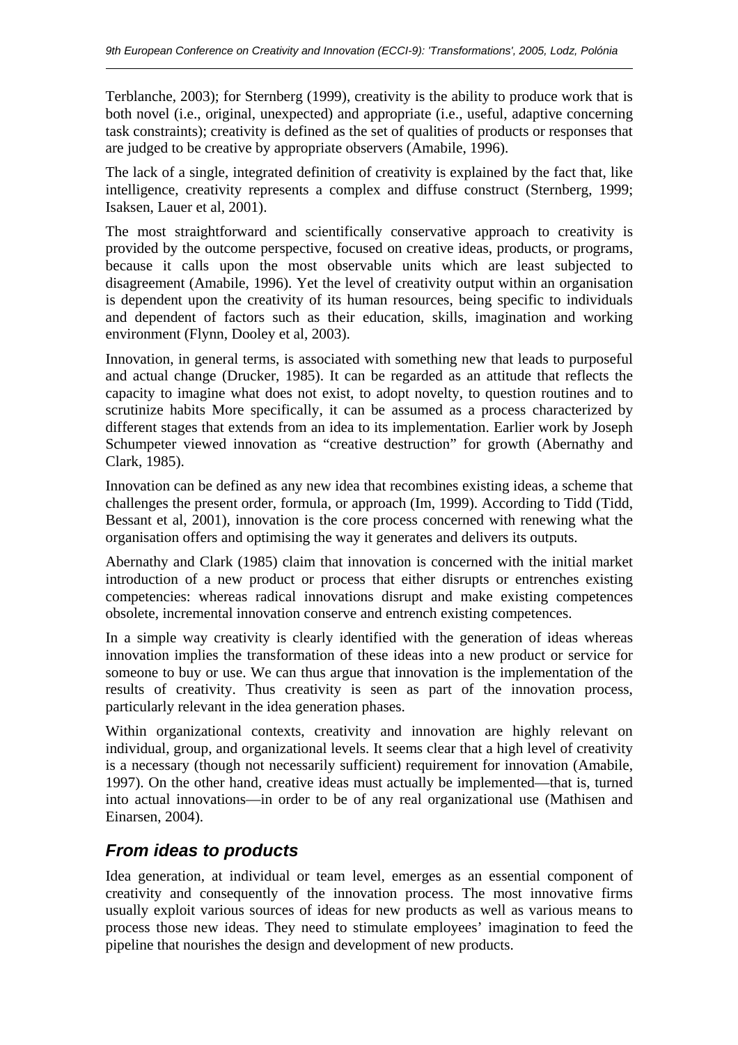Terblanche, 2003); for Sternberg (1999), creativity is the ability to produce work that is both novel (i.e., original, unexpected) and appropriate (i.e., useful, adaptive concerning task constraints); creativity is defined as the set of qualities of products or responses that are judged to be creative by appropriate observers (Amabile, 1996).

The lack of a single, integrated definition of creativity is explained by the fact that, like intelligence, creativity represents a complex and diffuse construct (Sternberg, 1999; Isaksen, Lauer et al, 2001).

The most straightforward and scientifically conservative approach to creativity is provided by the outcome perspective, focused on creative ideas, products, or programs, because it calls upon the most observable units which are least subjected to disagreement (Amabile, 1996). Yet the level of creativity output within an organisation is dependent upon the creativity of its human resources, being specific to individuals and dependent of factors such as their education, skills, imagination and working environment (Flynn, Dooley et al, 2003).

Innovation, in general terms, is associated with something new that leads to purposeful and actual change (Drucker, 1985). It can be regarded as an attitude that reflects the capacity to imagine what does not exist, to adopt novelty, to question routines and to scrutinize habits More specifically, it can be assumed as a process characterized by different stages that extends from an idea to its implementation. Earlier work by Joseph Schumpeter viewed innovation as "creative destruction" for growth (Abernathy and Clark, 1985).

Innovation can be defined as any new idea that recombines existing ideas, a scheme that challenges the present order, formula, or approach (Im, 1999). According to Tidd (Tidd, Bessant et al, 2001), innovation is the core process concerned with renewing what the organisation offers and optimising the way it generates and delivers its outputs.

Abernathy and Clark (1985) claim that innovation is concerned with the initial market introduction of a new product or process that either disrupts or entrenches existing competencies: whereas radical innovations disrupt and make existing competences obsolete, incremental innovation conserve and entrench existing competences.

In a simple way creativity is clearly identified with the generation of ideas whereas innovation implies the transformation of these ideas into a new product or service for someone to buy or use. We can thus argue that innovation is the implementation of the results of creativity. Thus creativity is seen as part of the innovation process, particularly relevant in the idea generation phases.

Within organizational contexts, creativity and innovation are highly relevant on individual, group, and organizational levels. It seems clear that a high level of creativity is a necessary (though not necessarily sufficient) requirement for innovation (Amabile, 1997). On the other hand, creative ideas must actually be implemented—that is, turned into actual innovations—in order to be of any real organizational use (Mathisen and Einarsen, 2004).

## *From ideas to products*

Idea generation, at individual or team level, emerges as an essential component of creativity and consequently of the innovation process. The most innovative firms usually exploit various sources of ideas for new products as well as various means to process those new ideas. They need to stimulate employees' imagination to feed the pipeline that nourishes the design and development of new products.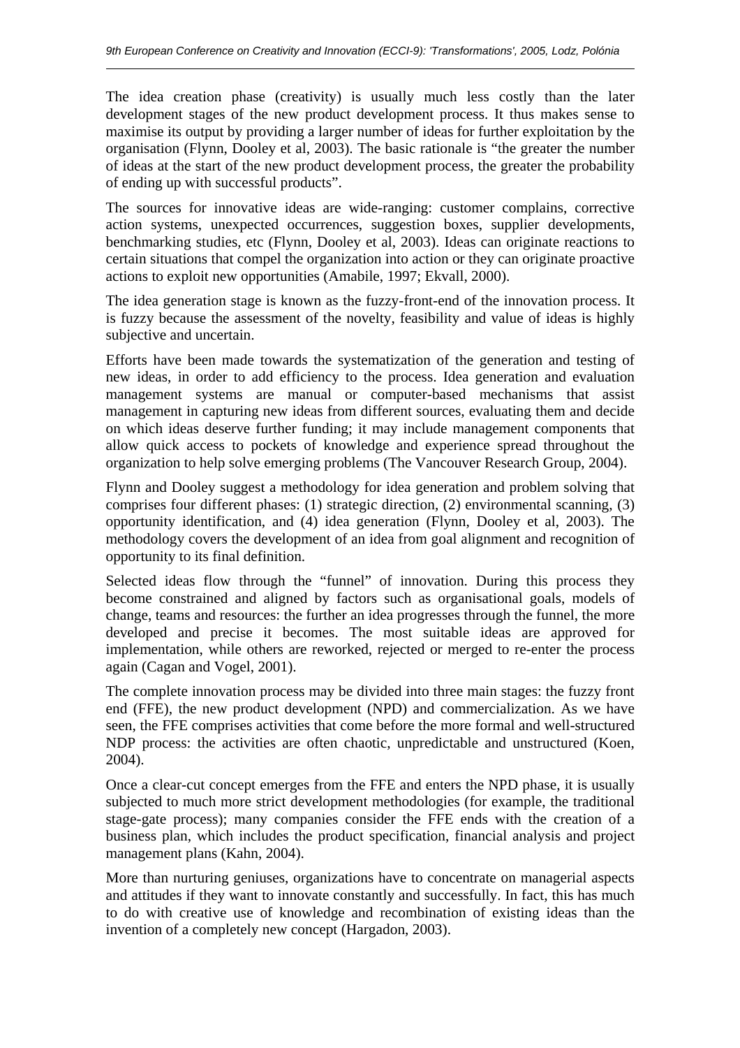The idea creation phase (creativity) is usually much less costly than the later development stages of the new product development process. It thus makes sense to maximise its output by providing a larger number of ideas for further exploitation by the organisation (Flynn, Dooley et al, 2003). The basic rationale is "the greater the number of ideas at the start of the new product development process, the greater the probability of ending up with successful products".

The sources for innovative ideas are wide-ranging: customer complains, corrective action systems, unexpected occurrences, suggestion boxes, supplier developments, benchmarking studies, etc (Flynn, Dooley et al, 2003). Ideas can originate reactions to certain situations that compel the organization into action or they can originate proactive actions to exploit new opportunities (Amabile, 1997; Ekvall, 2000).

The idea generation stage is known as the fuzzy-front-end of the innovation process. It is fuzzy because the assessment of the novelty, feasibility and value of ideas is highly subjective and uncertain.

Efforts have been made towards the systematization of the generation and testing of new ideas, in order to add efficiency to the process. Idea generation and evaluation management systems are manual or computer-based mechanisms that assist management in capturing new ideas from different sources, evaluating them and decide on which ideas deserve further funding; it may include management components that allow quick access to pockets of knowledge and experience spread throughout the organization to help solve emerging problems (The Vancouver Research Group, 2004).

Flynn and Dooley suggest a methodology for idea generation and problem solving that comprises four different phases: (1) strategic direction, (2) environmental scanning, (3) opportunity identification, and (4) idea generation (Flynn, Dooley et al, 2003). The methodology covers the development of an idea from goal alignment and recognition of opportunity to its final definition.

Selected ideas flow through the "funnel" of innovation. During this process they become constrained and aligned by factors such as organisational goals, models of change, teams and resources: the further an idea progresses through the funnel, the more developed and precise it becomes. The most suitable ideas are approved for implementation, while others are reworked, rejected or merged to re-enter the process again (Cagan and Vogel, 2001).

The complete innovation process may be divided into three main stages: the fuzzy front end (FFE), the new product development (NPD) and commercialization. As we have seen, the FFE comprises activities that come before the more formal and well-structured NDP process: the activities are often chaotic, unpredictable and unstructured (Koen, 2004).

Once a clear-cut concept emerges from the FFE and enters the NPD phase, it is usually subjected to much more strict development methodologies (for example, the traditional stage-gate process); many companies consider the FFE ends with the creation of a business plan, which includes the product specification, financial analysis and project management plans (Kahn, 2004).

More than nurturing geniuses, organizations have to concentrate on managerial aspects and attitudes if they want to innovate constantly and successfully. In fact, this has much to do with creative use of knowledge and recombination of existing ideas than the invention of a completely new concept (Hargadon, 2003).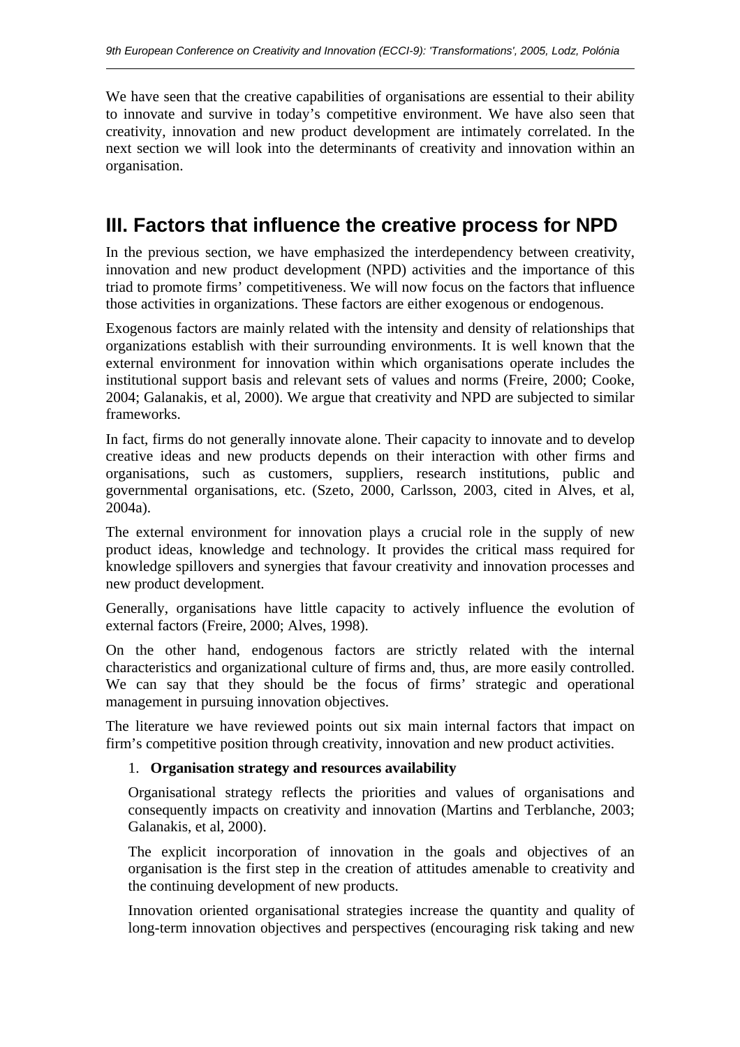We have seen that the creative capabilities of organisations are essential to their ability to innovate and survive in today's competitive environment. We have also seen that creativity, innovation and new product development are intimately correlated. In the next section we will look into the determinants of creativity and innovation within an organisation.

## III. Factors that influence the creative process for NPD

In the previous section, we have emphasized the interdependency between creativity, innovation and new product development (NPD) activities and the importance of this triad to promote firms' competitiveness. We will now focus on the factors that influence those activities in organizations. These factors are either exogenous or endogenous.

Exogenous factors are mainly related with the intensity and density of relationships that organizations establish with their surrounding environments. It is well known that the external environment for innovation within which organisations operate includes the institutional support basis and relevant sets of values and norms (Freire, 2000; Cooke, 2004; Galanakis, et al, 2000). We argue that creativity and NPD are subjected to similar frameworks.

In fact, firms do not generally innovate alone. Their capacity to innovate and to develop creative ideas and new products depends on their interaction with other firms and organisations, such as customers, suppliers, research institutions, public and governmental organisations, etc. (Szeto, 2000, Carlsson, 2003, cited in Alves, et al, 2004a).

The external environment for innovation plays a crucial role in the supply of new product ideas, knowledge and technology. It provides the critical mass required for knowledge spillovers and synergies that favour creativity and innovation processes and new product development.

Generally, organisations have little capacity to actively influence the evolution of external factors (Freire, 2000; Alves, 1998).

On the other hand, endogenous factors are strictly related with the internal characteristics and organizational culture of firms and, thus, are more easily controlled. We can say that they should be the focus of firms' strategic and operational management in pursuing innovation objectives.

The literature we have reviewed points out six main internal factors that impact on firm's competitive position through creativity, innovation and new product activities.

1. **Organisation strategy and resources availability**

   Organisational strategy reflects the priorities and values of organisations and consequently impacts on creativity and innovation (Martins and Terblanche, 2003; Galanakis, et al, 2000).

   The explicit incorporation of innovation in the goals and objectives of an organisation is the first step in the creation of attitudes amenable to creativity and the continuing development of new products.

   Innovation oriented organisational strategies increase the quantity and quality of long-term innovation objectives and perspectives (encouraging risk taking and new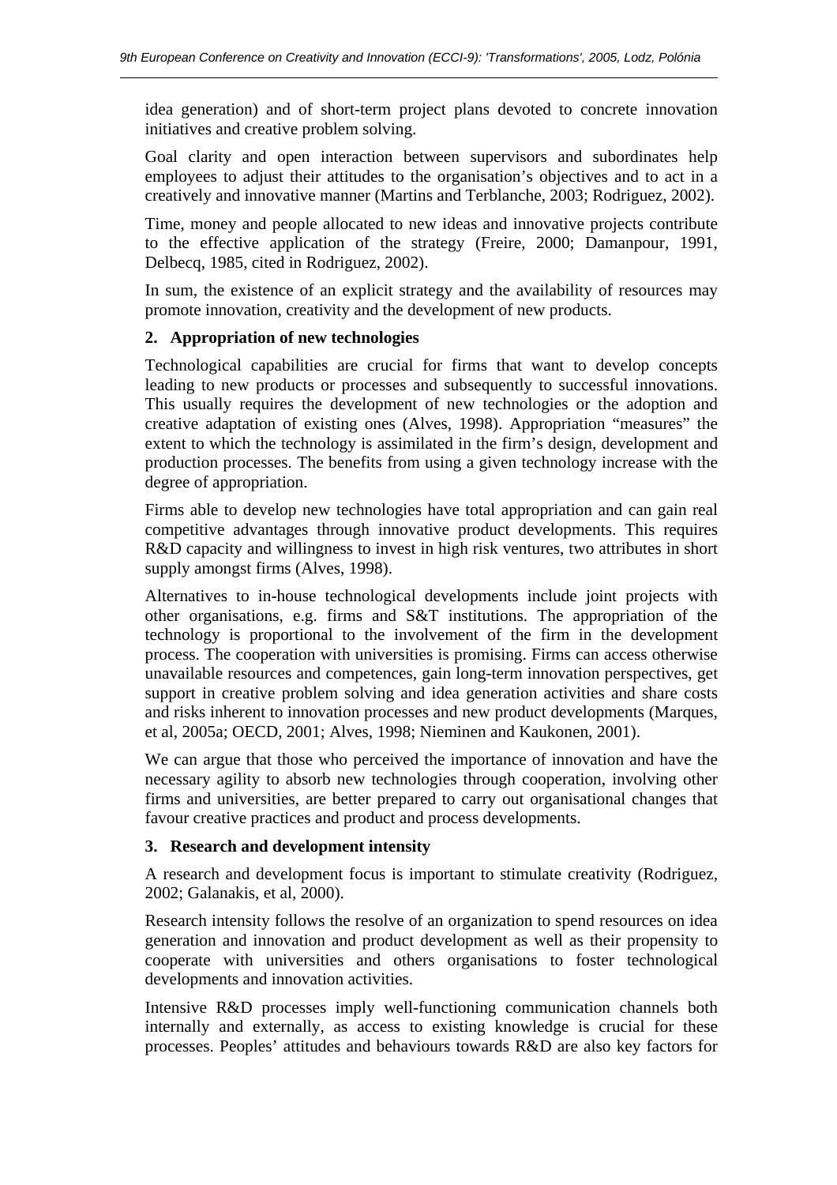idea generation) and of short-term project plans devoted to concrete innovation initiatives and creative problem solving.

Goal clarity and open interaction between supervisors and subordinates help employees to adjust their attitudes to the organisation's objectives and to act in a creatively and innovative manner (Martins and Terblanche, 2003; Rodriguez, 2002).

Time, money and people allocated to new ideas and innovative projects contribute to the effective application of the strategy (Freire, 2000; Damanpour, 1991, Delbecq, 1985, cited in Rodriguez, 2002).

In sum, the existence of an explicit strategy and the availability of resources may promote innovation, creativity and the development of new products.

**2. Appropriation of new technologies**

Technological capabilities are crucial for firms that want to develop concepts leading to new products or processes and subsequently to successful innovations. This usually requires the development of new technologies or the adoption and creative adaptation of existing ones (Alves, 1998). Appropriation "measures" the extent to which the technology is assimilated in the firm's design, development and production processes. The benefits from using a given technology increase with the degree of appropriation.

Firms able to develop new technologies have total appropriation and can gain real competitive advantages through innovative product developments. This requires R&D capacity and willingness to invest in high risk ventures, two attributes in short supply amongst firms (Alves, 1998).

Alternatives to in-house technological developments include joint projects with other organisations, e.g. firms and S&T institutions. The appropriation of the technology is proportional to the involvement of the firm in the development process. The cooperation with universities is promising. Firms can access otherwise unavailable resources and competences, gain long-term innovation perspectives, get support in creative problem solving and idea generation activities and share costs and risks inherent to innovation processes and new product developments (Marques, et al, 2005a; OECD, 2001; Alves, 1998; Nieminen and Kaukonen, 2001).

We can argue that those who perceived the importance of innovation and have the necessary agility to absorb new technologies through cooperation, involving other firms and universities, are better prepared to carry out organisational changes that favour creative practices and product and process developments.

**3. Research and development intensity**

A research and development focus is important to stimulate creativity (Rodriguez, 2002; Galanakis, et al, 2000).

Research intensity follows the resolve of an organization to spend resources on idea generation and innovation and product development as well as their propensity to cooperate with universities and others organisations to foster technological developments and innovation activities.

Intensive R&D processes imply well-functioning communication channels both internally and externally, as access to existing knowledge is crucial for these processes. Peoples' attitudes and behaviours towards R&D are also key factors for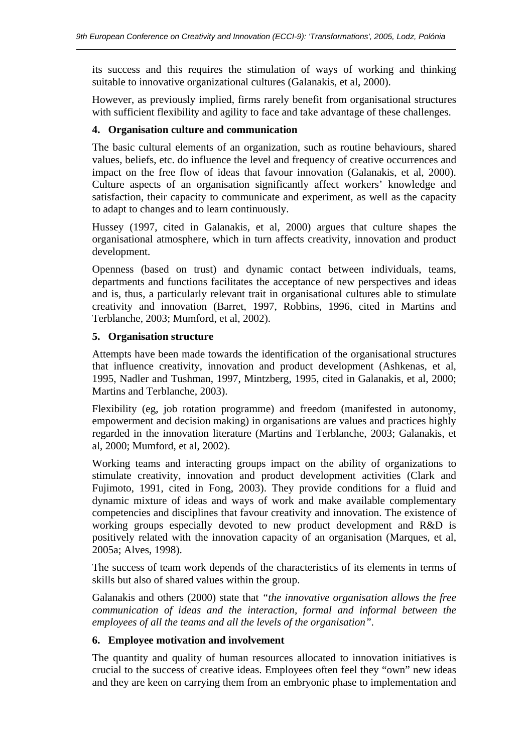its success and this requires the stimulation of ways of working and thinking suitable to innovative organizational cultures (Galanakis, et al, 2000).

However, as previously implied, firms rarely benefit from organisational structures with sufficient flexibility and agility to face and take advantage of these challenges.

## 4. Organisation culture and communication

The basic cultural elements of an organization, such as routine behaviours, shared values, beliefs, etc. do influence the level and frequency of creative occurrences and impact on the free flow of ideas that favour innovation (Galanakis, et al, 2000). Culture aspects of an organisation significantly affect workers' knowledge and satisfaction, their capacity to communicate and experiment, as well as the capacity to adapt to changes and to learn continuously.

Hussey (1997, cited in Galanakis, et al, 2000) argues that culture shapes the organisational atmosphere, which in turn affects creativity, innovation and product development.

Openness (based on trust) and dynamic contact between individuals, teams, departments and functions facilitates the acceptance of new perspectives and ideas and is, thus, a particularly relevant trait in organisational cultures able to stimulate creativity and innovation (Barret, 1997, Robbins, 1996, cited in Martins and Terblanche, 2003; Mumford, et al, 2002).

## 5. Organisation structure

Attempts have been made towards the identification of the organisational structures that influence creativity, innovation and product development (Ashkenas, et al, 1995, Nadler and Tushman, 1997, Mintzberg, 1995, cited in Galanakis, et al, 2000; Martins and Terblanche, 2003).

Flexibility (eg, job rotation programme) and freedom (manifested in autonomy, empowerment and decision making) in organisations are values and practices highly regarded in the innovation literature (Martins and Terblanche, 2003; Galanakis, et al, 2000; Mumford, et al, 2002).

Working teams and interacting groups impact on the ability of organizations to stimulate creativity, innovation and product development activities (Clark and Fujimoto, 1991, cited in Fong, 2003). They provide conditions for a fluid and dynamic mixture of ideas and ways of work and make available complementary competencies and disciplines that favour creativity and innovation. The existence of working groups especially devoted to new product development and R&D is positively related with the innovation capacity of an organisation (Marques, et al, 2005a; Alves, 1998).

The success of team work depends of the characteristics of its elements in terms of skills but also of shared values within the group.

Galanakis and others (2000) state that *"the innovative organisation allows the free communication of ideas and the interaction, formal and informal between the employees of all the teams and all the levels of the organisation"*.

## 6. Employee motivation and involvement

The quantity and quality of human resources allocated to innovation initiatives is crucial to the success of creative ideas. Employees often feel they "own" new ideas and they are keen on carrying them from an embryonic phase to implementation and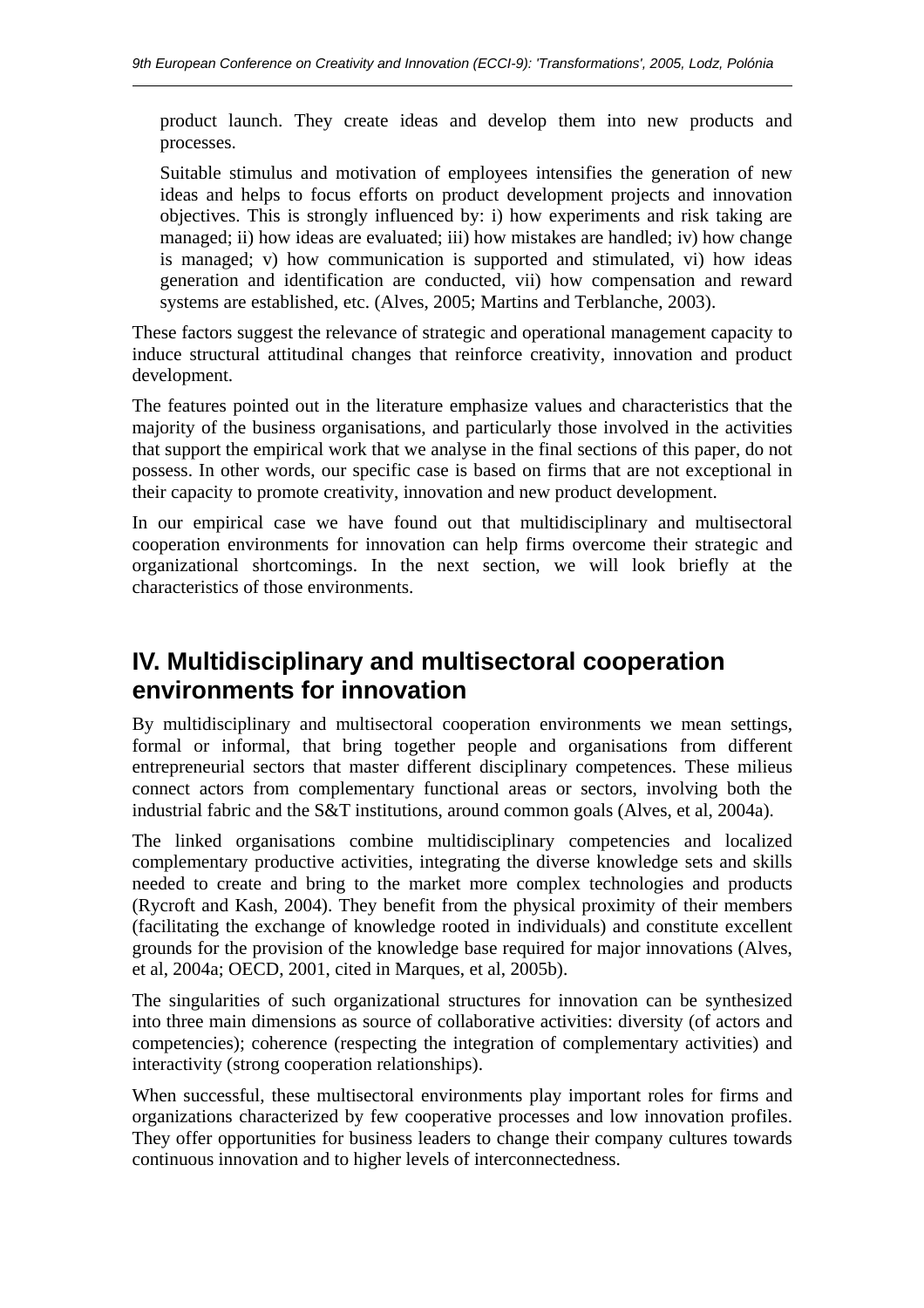product launch. They create ideas and develop them into new products and processes.

Suitable stimulus and motivation of employees intensifies the generation of new ideas and helps to focus efforts on product development projects and innovation objectives. This is strongly influenced by: i) how experiments and risk taking are managed; ii) how ideas are evaluated; iii) how mistakes are handled; iv) how change is managed; v) how communication is supported and stimulated, vi) how ideas generation and identification are conducted, vii) how compensation and reward systems are established, etc. (Alves, 2005; Martins and Terblanche, 2003).

These factors suggest the relevance of strategic and operational management capacity to induce structural attitudinal changes that reinforce creativity, innovation and product development.

The features pointed out in the literature emphasize values and characteristics that the majority of the business organisations, and particularly those involved in the activities that support the empirical work that we analyse in the final sections of this paper, do not possess. In other words, our specific case is based on firms that are not exceptional in their capacity to promote creativity, innovation and new product development.

In our empirical case we have found out that multidisciplinary and multisectoral cooperation environments for innovation can help firms overcome their strategic and organizational shortcomings. In the next section, we will look briefly at the characteristics of those environments.

## IV. Multidisciplinary and multisectoral cooperation environments for innovation

By multidisciplinary and multisectoral cooperation environments we mean settings, formal or informal, that bring together people and organisations from different entrepreneurial sectors that master different disciplinary competences. These milieus connect actors from complementary functional areas or sectors, involving both the industrial fabric and the S&T institutions, around common goals (Alves, et al, 2004a).

The linked organisations combine multidisciplinary competencies and localized complementary productive activities, integrating the diverse knowledge sets and skills needed to create and bring to the market more complex technologies and products (Rycroft and Kash, 2004). They benefit from the physical proximity of their members (facilitating the exchange of knowledge rooted in individuals) and constitute excellent grounds for the provision of the knowledge base required for major innovations (Alves, et al, 2004a; OECD, 2001, cited in Marques, et al, 2005b).

The singularities of such organizational structures for innovation can be synthesized into three main dimensions as source of collaborative activities: diversity (of actors and competencies); coherence (respecting the integration of complementary activities) and interactivity (strong cooperation relationships).

When successful, these multisectoral environments play important roles for firms and organizations characterized by few cooperative processes and low innovation profiles. They offer opportunities for business leaders to change their company cultures towards continuous innovation and to higher levels of interconnectedness.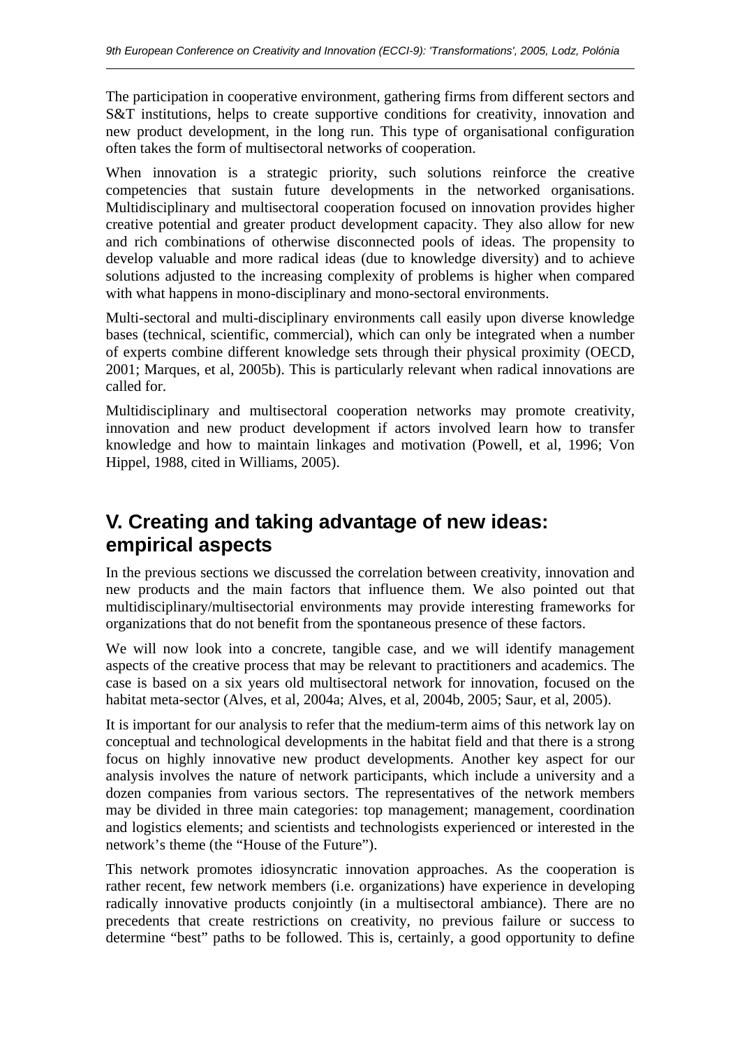The participation in cooperative environment, gathering firms from different sectors and S&T institutions, helps to create supportive conditions for creativity, innovation and new product development, in the long run. This type of organisational configuration often takes the form of multisectoral networks of cooperation.

When innovation is a strategic priority, such solutions reinforce the creative competencies that sustain future developments in the networked organisations. Multidisciplinary and multisectoral cooperation focused on innovation provides higher creative potential and greater product development capacity. They also allow for new and rich combinations of otherwise disconnected pools of ideas. The propensity to develop valuable and more radical ideas (due to knowledge diversity) and to achieve solutions adjusted to the increasing complexity of problems is higher when compared with what happens in mono-disciplinary and mono-sectoral environments.

Multi-sectoral and multi-disciplinary environments call easily upon diverse knowledge bases (technical, scientific, commercial), which can only be integrated when a number of experts combine different knowledge sets through their physical proximity (OECD, 2001; Marques, et al, 2005b). This is particularly relevant when radical innovations are called for.

Multidisciplinary and multisectoral cooperation networks may promote creativity, innovation and new product development if actors involved learn how to transfer knowledge and how to maintain linkages and motivation (Powell, et al, 1996; Von Hippel, 1988, cited in Williams, 2005).

## V. Creating and taking advantage of new ideas: empirical aspects

In the previous sections we discussed the correlation between creativity, innovation and new products and the main factors that influence them. We also pointed out that multidisciplinary/multisectorial environments may provide interesting frameworks for organizations that do not benefit from the spontaneous presence of these factors.

We will now look into a concrete, tangible case, and we will identify management aspects of the creative process that may be relevant to practitioners and academics. The case is based on a six years old multisectoral network for innovation, focused on the habitat meta-sector (Alves, et al, 2004a; Alves, et al, 2004b, 2005; Saur, et al, 2005).

It is important for our analysis to refer that the medium-term aims of this network lay on conceptual and technological developments in the habitat field and that there is a strong focus on highly innovative new product developments. Another key aspect for our analysis involves the nature of network participants, which include a university and a dozen companies from various sectors. The representatives of the network members may be divided in three main categories: top management; management, coordination and logistics elements; and scientists and technologists experienced or interested in the network's theme (the "House of the Future").

This network promotes idiosyncratic innovation approaches. As the cooperation is rather recent, few network members (i.e. organizations) have experience in developing radically innovative products conjointly (in a multisectoral ambiance). There are no precedents that create restrictions on creativity, no previous failure or success to determine "best" paths to be followed. This is, certainly, a good opportunity to define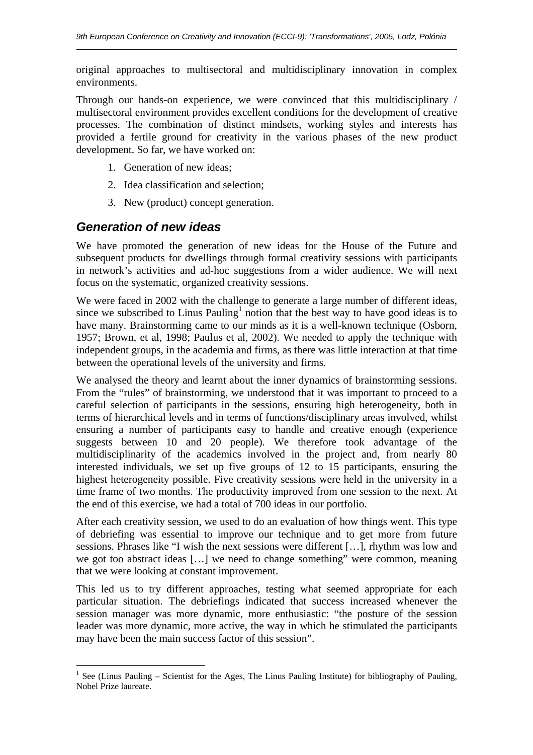original approaches to multisectoral and multidisciplinary innovation in complex environments.

Through our hands-on experience, we were convinced that this multidisciplinary / multisectoral environment provides excellent conditions for the development of creative processes. The combination of distinct mindsets, working styles and interests has provided a fertile ground for creativity in the various phases of the new product development. So far, we have worked on:

1. Generation of new ideas;
2. Idea classification and selection;
3. New (product) concept generation.

## *Generation of new ideas*

We have promoted the generation of new ideas for the House of the Future and subsequent products for dwellings through formal creativity sessions with participants in network's activities and ad-hoc suggestions from a wider audience. We will next focus on the systematic, organized creativity sessions.

We were faced in 2002 with the challenge to generate a large number of different ideas, since we subscribed to Linus Pauling[1] notion that the best way to have good ideas is to have many. Brainstorming came to our minds as it is a well-known technique (Osborn, 1957; Brown, et al, 1998; Paulus et al, 2002). We needed to apply the technique with independent groups, in the academia and firms, as there was little interaction at that time between the operational levels of the university and firms.

We analysed the theory and learnt about the inner dynamics of brainstorming sessions. From the "rules" of brainstorming, we understood that it was important to proceed to a careful selection of participants in the sessions, ensuring high heterogeneity, both in terms of hierarchical levels and in terms of functions/disciplinary areas involved, whilst ensuring a number of participants easy to handle and creative enough (experience suggests between 10 and 20 people). We therefore took advantage of the multidisciplinarity of the academics involved in the project and, from nearly 80 interested individuals, we set up five groups of 12 to 15 participants, ensuring the highest heterogeneity possible. Five creativity sessions were held in the university in a time frame of two months. The productivity improved from one session to the next. At the end of this exercise, we had a total of 700 ideas in our portfolio.

After each creativity session, we used to do an evaluation of how things went. This type of debriefing was essential to improve our technique and to get more from future sessions. Phrases like "I wish the next sessions were different […], rhythm was low and we got too abstract ideas […] we need to change something" were common, meaning that we were looking at constant improvement.

This led us to try different approaches, testing what seemed appropriate for each particular situation. The debriefings indicated that success increased whenever the session manager was more dynamic, more enthusiastic: "the posture of the session leader was more dynamic, more active, the way in which he stimulated the participants may have been the main success factor of this session".

---

[1] See (Linus Pauling – Scientist for the Ages, The Linus Pauling Institute) for bibliography of Pauling, Nobel Prize laureate.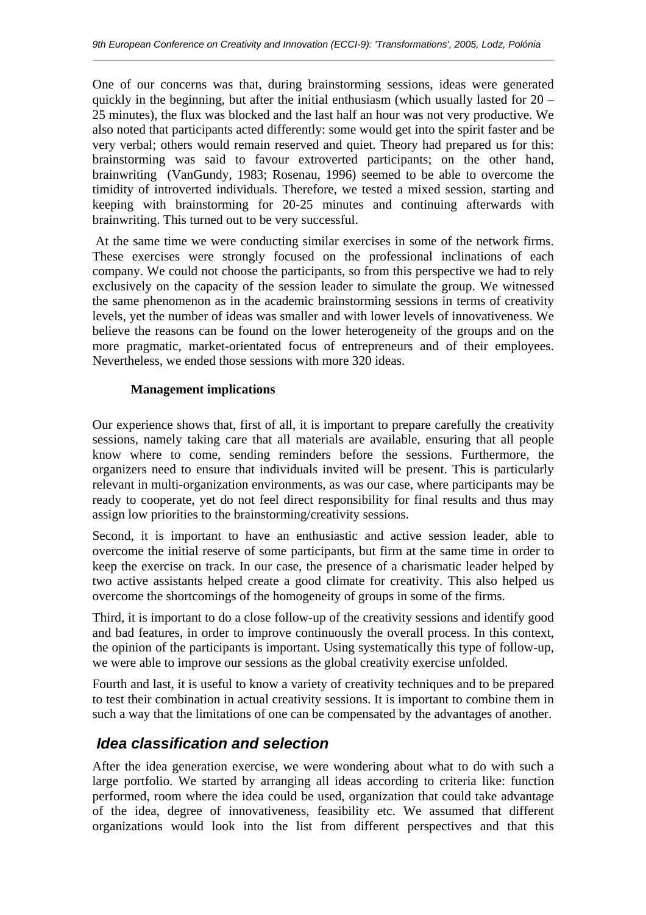One of our concerns was that, during brainstorming sessions, ideas were generated quickly in the beginning, but after the initial enthusiasm (which usually lasted for 20 – 25 minutes), the flux was blocked and the last half an hour was not very productive. We also noted that participants acted differently: some would get into the spirit faster and be very verbal; others would remain reserved and quiet. Theory had prepared us for this: brainstorming was said to favour extroverted participants; on the other hand, brainwriting (VanGundy, 1983; Rosenau, 1996) seemed to be able to overcome the timidity of introverted individuals. Therefore, we tested a mixed session, starting and keeping with brainstorming for 20-25 minutes and continuing afterwards with brainwriting. This turned out to be very successful.

At the same time we were conducting similar exercises in some of the network firms. These exercises were strongly focused on the professional inclinations of each company. We could not choose the participants, so from this perspective we had to rely exclusively on the capacity of the session leader to simulate the group. We witnessed the same phenomenon as in the academic brainstorming sessions in terms of creativity levels, yet the number of ideas was smaller and with lower levels of innovativeness. We believe the reasons can be found on the lower heterogeneity of the groups and on the more pragmatic, market-orientated focus of entrepreneurs and of their employees. Nevertheless, we ended those sessions with more 320 ideas.

### Management implications

Our experience shows that, first of all, it is important to prepare carefully the creativity sessions, namely taking care that all materials are available, ensuring that all people know where to come, sending reminders before the sessions. Furthermore, the organizers need to ensure that individuals invited will be present. This is particularly relevant in multi-organization environments, as was our case, where participants may be ready to cooperate, yet do not feel direct responsibility for final results and thus may assign low priorities to the brainstorming/creativity sessions.

Second, it is important to have an enthusiastic and active session leader, able to overcome the initial reserve of some participants, but firm at the same time in order to keep the exercise on track. In our case, the presence of a charismatic leader helped by two active assistants helped create a good climate for creativity. This also helped us overcome the shortcomings of the homogeneity of groups in some of the firms.

Third, it is important to do a close follow-up of the creativity sessions and identify good and bad features, in order to improve continuously the overall process. In this context, the opinion of the participants is important. Using systematically this type of follow-up, we were able to improve our sessions as the global creativity exercise unfolded.

Fourth and last, it is useful to know a variety of creativity techniques and to be prepared to test their combination in actual creativity sessions. It is important to combine them in such a way that the limitations of one can be compensated by the advantages of another.

## *Idea classification and selection*

After the idea generation exercise, we were wondering about what to do with such a large portfolio. We started by arranging all ideas according to criteria like: function performed, room where the idea could be used, organization that could take advantage of the idea, degree of innovativeness, feasibility etc. We assumed that different organizations would look into the list from different perspectives and that this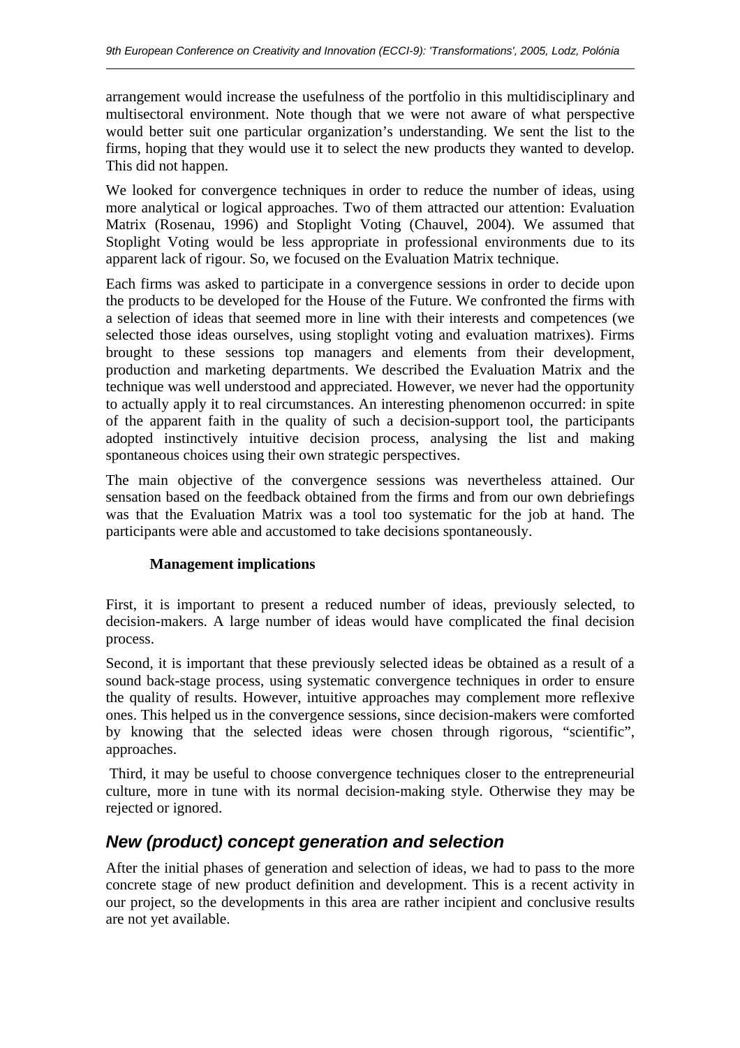arrangement would increase the usefulness of the portfolio in this multidisciplinary and multisectoral environment. Note though that we were not aware of what perspective would better suit one particular organization's understanding. We sent the list to the firms, hoping that they would use it to select the new products they wanted to develop. This did not happen.

We looked for convergence techniques in order to reduce the number of ideas, using more analytical or logical approaches. Two of them attracted our attention: Evaluation Matrix (Rosenau, 1996) and Stoplight Voting (Chauvel, 2004). We assumed that Stoplight Voting would be less appropriate in professional environments due to its apparent lack of rigour. So, we focused on the Evaluation Matrix technique.

Each firms was asked to participate in a convergence sessions in order to decide upon the products to be developed for the House of the Future. We confronted the firms with a selection of ideas that seemed more in line with their interests and competences (we selected those ideas ourselves, using stoplight voting and evaluation matrixes). Firms brought to these sessions top managers and elements from their development, production and marketing departments. We described the Evaluation Matrix and the technique was well understood and appreciated. However, we never had the opportunity to actually apply it to real circumstances. An interesting phenomenon occurred: in spite of the apparent faith in the quality of such a decision-support tool, the participants adopted instinctively intuitive decision process, analysing the list and making spontaneous choices using their own strategic perspectives.

The main objective of the convergence sessions was nevertheless attained. Our sensation based on the feedback obtained from the firms and from our own debriefings was that the Evaluation Matrix was a tool too systematic for the job at hand. The participants were able and accustomed to take decisions spontaneously.

**Management implications**

First, it is important to present a reduced number of ideas, previously selected, to decision-makers. A large number of ideas would have complicated the final decision process.

Second, it is important that these previously selected ideas be obtained as a result of a sound back-stage process, using systematic convergence techniques in order to ensure the quality of results. However, intuitive approaches may complement more reflexive ones. This helped us in the convergence sessions, since decision-makers were comforted by knowing that the selected ideas were chosen through rigorous, "scientific", approaches.

Third, it may be useful to choose convergence techniques closer to the entrepreneurial culture, more in tune with its normal decision-making style. Otherwise they may be rejected or ignored.

## New (product) concept generation and selection

After the initial phases of generation and selection of ideas, we had to pass to the more concrete stage of new product definition and development. This is a recent activity in our project, so the developments in this area are rather incipient and conclusive results are not yet available.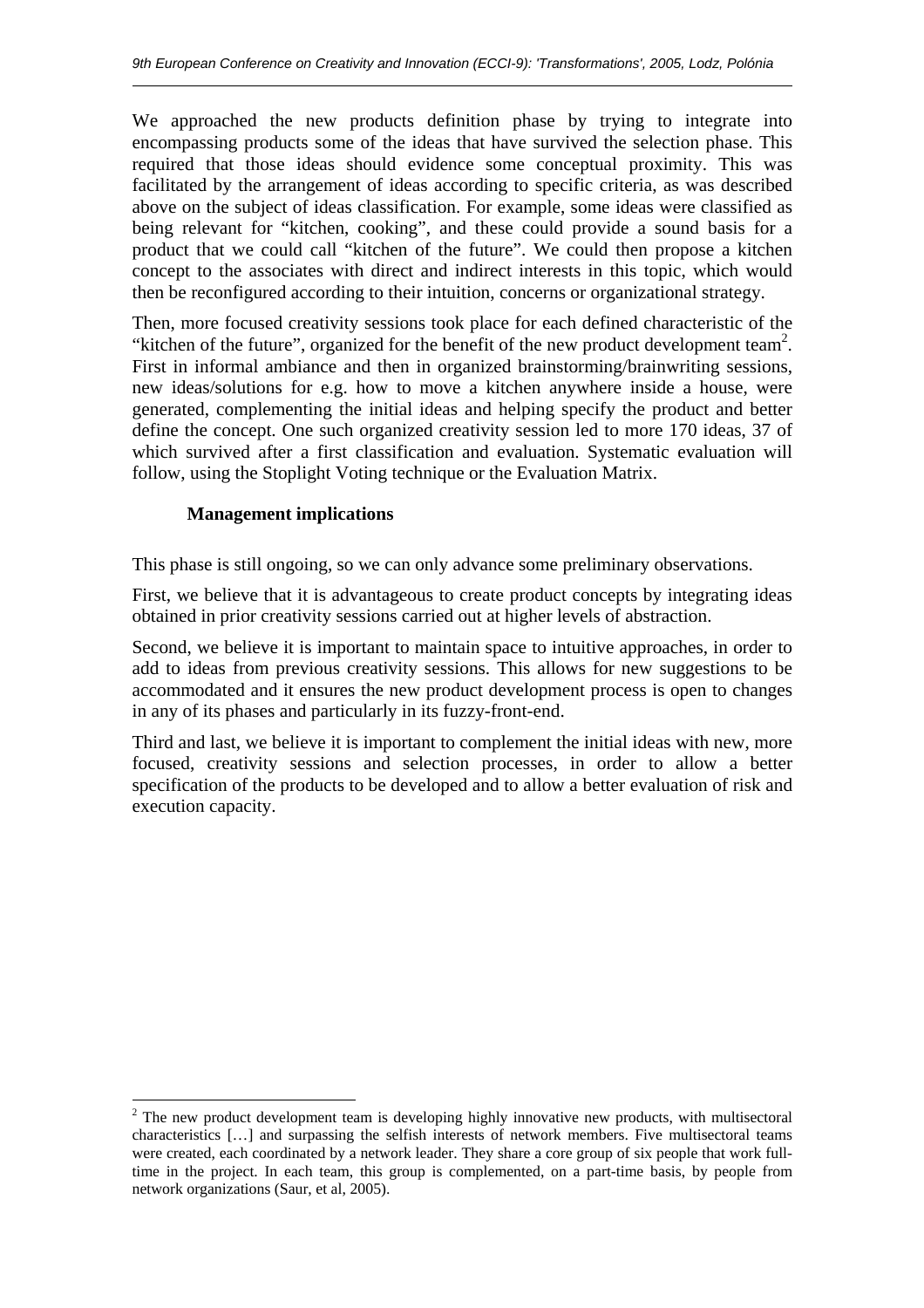We approached the new products definition phase by trying to integrate into encompassing products some of the ideas that have survived the selection phase. This required that those ideas should evidence some conceptual proximity. This was facilitated by the arrangement of ideas according to specific criteria, as was described above on the subject of ideas classification. For example, some ideas were classified as being relevant for "kitchen, cooking", and these could provide a sound basis for a product that we could call "kitchen of the future". We could then propose a kitchen concept to the associates with direct and indirect interests in this topic, which would then be reconfigured according to their intuition, concerns or organizational strategy.

Then, more focused creativity sessions took place for each defined characteristic of the "kitchen of the future", organized for the benefit of the new product development team[2]. First in informal ambiance and then in organized brainstorming/brainwriting sessions, new ideas/solutions for e.g. how to move a kitchen anywhere inside a house, were generated, complementing the initial ideas and helping specify the product and better define the concept. One such organized creativity session led to more 170 ideas, 37 of which survived after a first classification and evaluation. Systematic evaluation will follow, using the Stoplight Voting technique or the Evaluation Matrix.

### Management implications

This phase is still ongoing, so we can only advance some preliminary observations.

First, we believe that it is advantageous to create product concepts by integrating ideas obtained in prior creativity sessions carried out at higher levels of abstraction.

Second, we believe it is important to maintain space to intuitive approaches, in order to add to ideas from previous creativity sessions. This allows for new suggestions to be accommodated and it ensures the new product development process is open to changes in any of its phases and particularly in its fuzzy-front-end.

Third and last, we believe it is important to complement the initial ideas with new, more focused, creativity sessions and selection processes, in order to allow a better specification of the products to be developed and to allow a better evaluation of risk and execution capacity.

---

[2] The new product development team is developing highly innovative new products, with multisectoral characteristics […] and surpassing the selfish interests of network members. Five multisectoral teams were created, each coordinated by a network leader. They share a core group of six people that work full-time in the project. In each team, this group is complemented, on a part-time basis, by people from network organizations (Saur, et al, 2005).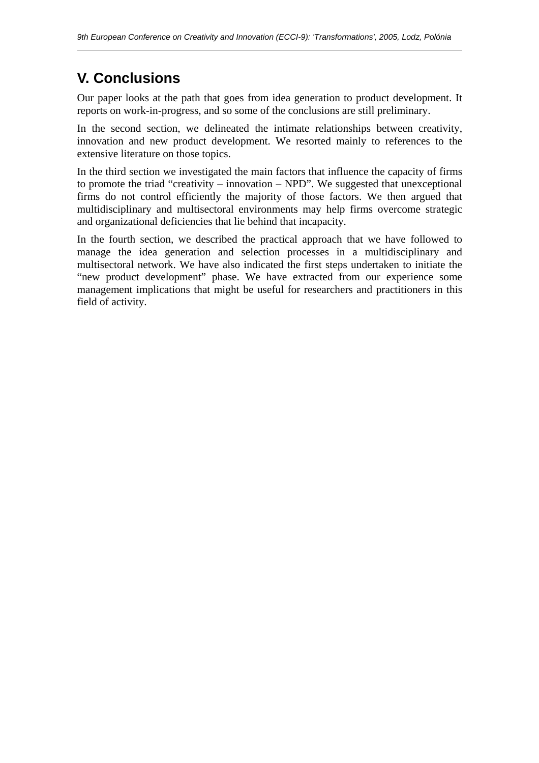## V. Conclusions

Our paper looks at the path that goes from idea generation to product development. It reports on work-in-progress, and so some of the conclusions are still preliminary.

In the second section, we delineated the intimate relationships between creativity, innovation and new product development. We resorted mainly to references to the extensive literature on those topics.

In the third section we investigated the main factors that influence the capacity of firms to promote the triad "creativity – innovation – NPD". We suggested that unexceptional firms do not control efficiently the majority of those factors. We then argued that multidisciplinary and multisectoral environments may help firms overcome strategic and organizational deficiencies that lie behind that incapacity.

In the fourth section, we described the practical approach that we have followed to manage the idea generation and selection processes in a multidisciplinary and multisectoral network. We have also indicated the first steps undertaken to initiate the "new product development" phase. We have extracted from our experience some management implications that might be useful for researchers and practitioners in this field of activity.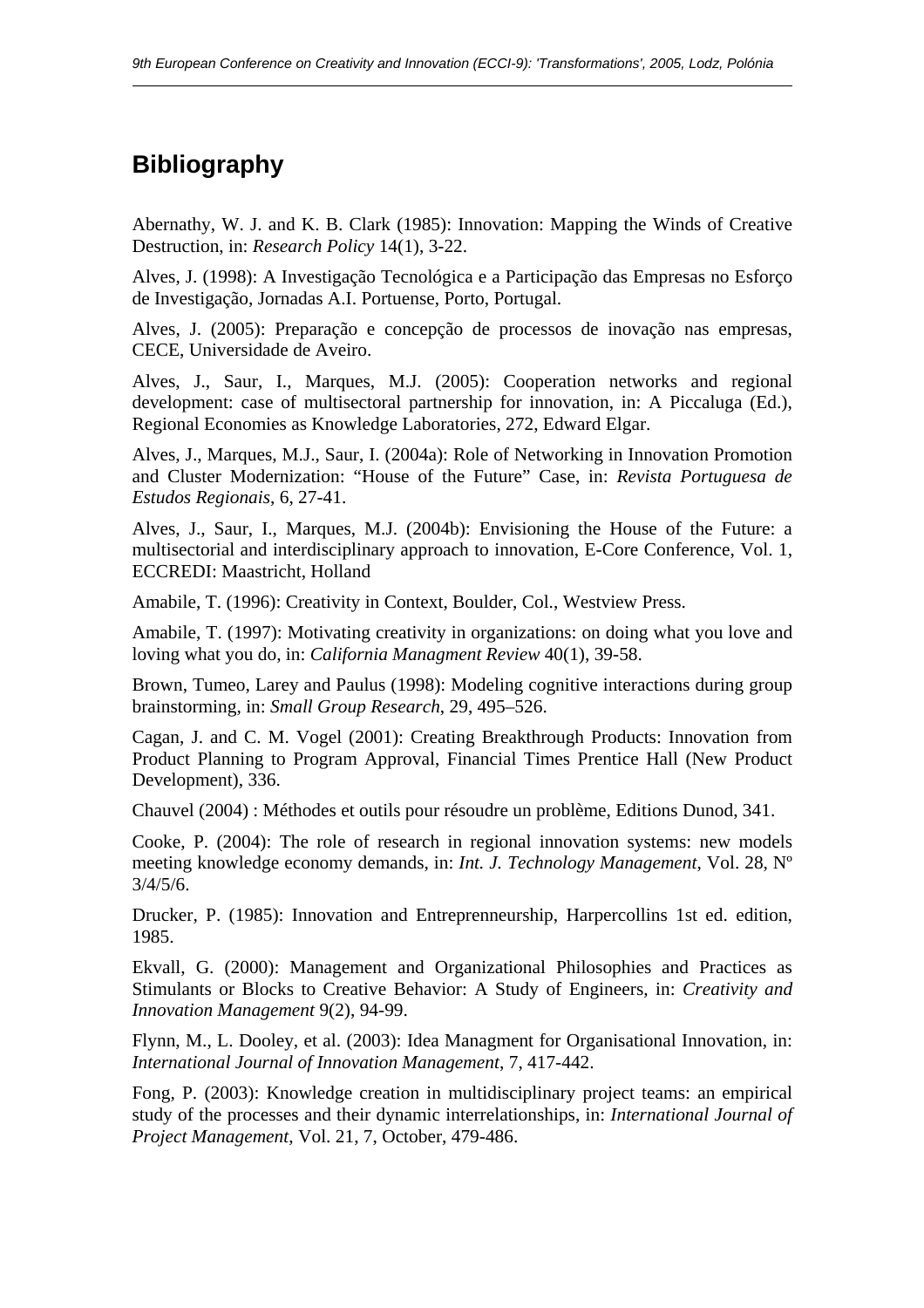## Bibliography

Abernathy, W. J. and K. B. Clark (1985): Innovation: Mapping the Winds of Creative Destruction, in: *Research Policy* 14(1), 3-22.

Alves, J. (1998): A Investigação Tecnológica e a Participação das Empresas no Esforço de Investigação, Jornadas A.I. Portuense, Porto, Portugal.

Alves, J. (2005): Preparação e concepção de processos de inovação nas empresas, CECE, Universidade de Aveiro.

Alves, J., Saur, I., Marques, M.J. (2005): Cooperation networks and regional development: case of multisectoral partnership for innovation, in: A Piccaluga (Ed.), Regional Economies as Knowledge Laboratories, 272, Edward Elgar.

Alves, J., Marques, M.J., Saur, I. (2004a): Role of Networking in Innovation Promotion and Cluster Modernization: "House of the Future" Case, in: *Revista Portuguesa de Estudos Regionais*, 6, 27-41.

Alves, J., Saur, I., Marques, M.J. (2004b): Envisioning the House of the Future: a multisectorial and interdisciplinary approach to innovation, E-Core Conference, Vol. 1, ECCREDI: Maastricht, Holland

Amabile, T. (1996): Creativity in Context, Boulder, Col., Westview Press.

Amabile, T. (1997): Motivating creativity in organizations: on doing what you love and loving what you do, in: *California Managment Review* 40(1), 39-58.

Brown, Tumeo, Larey and Paulus (1998): Modeling cognitive interactions during group brainstorming, in: *Small Group Research*, 29, 495–526.

Cagan, J. and C. M. Vogel (2001): Creating Breakthrough Products: Innovation from Product Planning to Program Approval, Financial Times Prentice Hall (New Product Development), 336.

Chauvel (2004) : Méthodes et outils pour résoudre un problème, Editions Dunod, 341.

Cooke, P. (2004): The role of research in regional innovation systems: new models meeting knowledge economy demands, in: *Int. J. Technology Management*, Vol. 28, Nº 3/4/5/6.

Drucker, P. (1985): Innovation and Entreprenneurship, Harpercollins 1st ed. edition, 1985.

Ekvall, G. (2000): Management and Organizational Philosophies and Practices as Stimulants or Blocks to Creative Behavior: A Study of Engineers, in: *Creativity and Innovation Management* 9(2), 94-99.

Flynn, M., L. Dooley, et al. (2003): Idea Managment for Organisational Innovation, in: *International Journal of Innovation Management*, 7, 417-442.

Fong, P. (2003): Knowledge creation in multidisciplinary project teams: an empirical study of the processes and their dynamic interrelationships, in: *International Journal of Project Management*, Vol. 21, 7, October, 479-486.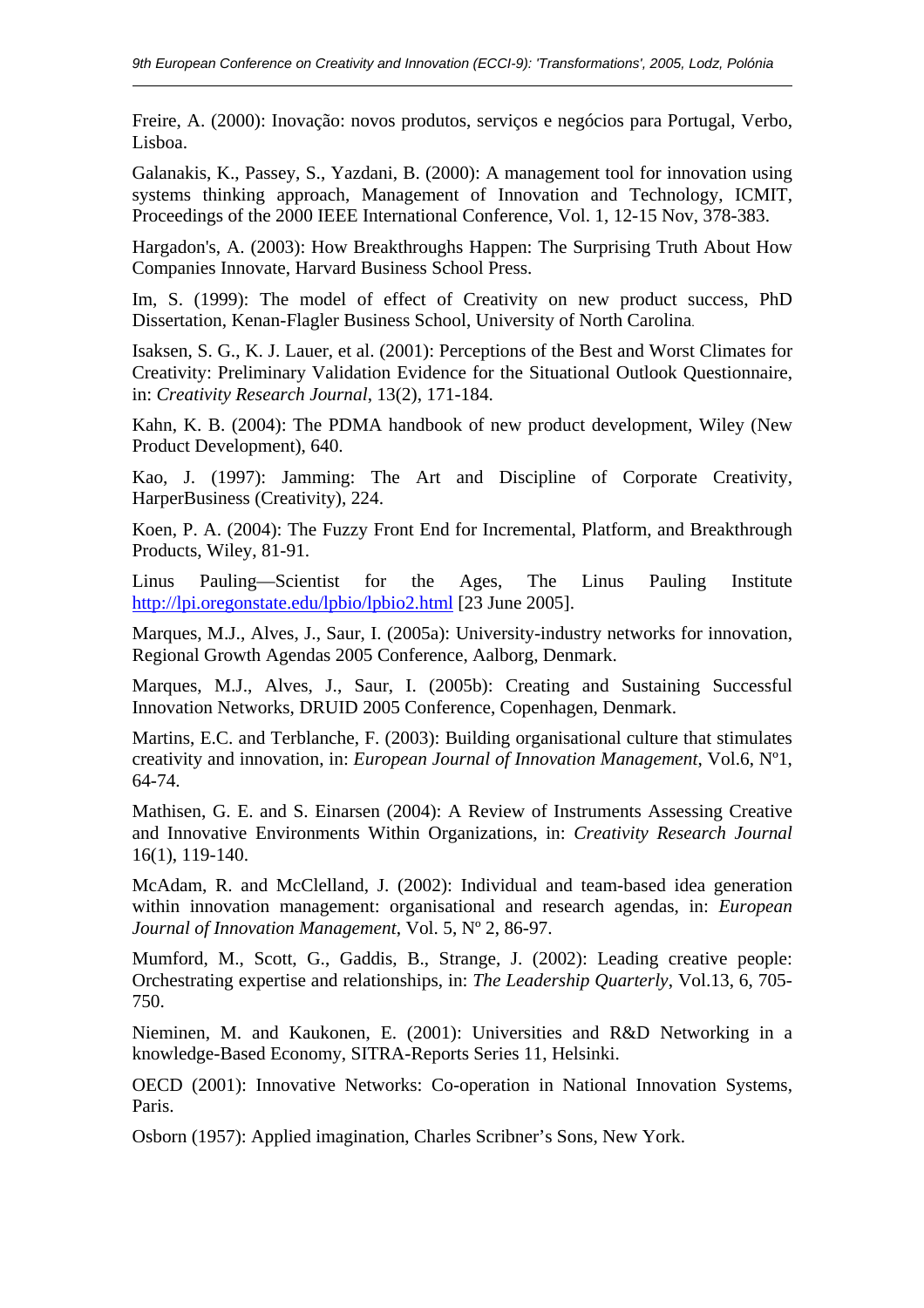Freire, A. (2000): Inovação: novos produtos, serviços e negócios para Portugal, Verbo, Lisboa.

Galanakis, K., Passey, S., Yazdani, B. (2000): A management tool for innovation using systems thinking approach, Management of Innovation and Technology, ICMIT, Proceedings of the 2000 IEEE International Conference, Vol. 1, 12-15 Nov, 378-383.

Hargadon's, A. (2003): How Breakthroughs Happen: The Surprising Truth About How Companies Innovate, Harvard Business School Press.

Im, S. (1999): The model of effect of Creativity on new product success, PhD Dissertation, Kenan-Flagler Business School, University of North Carolina.

Isaksen, S. G., K. J. Lauer, et al. (2001): Perceptions of the Best and Worst Climates for Creativity: Preliminary Validation Evidence for the Situational Outlook Questionnaire, in: *Creativity Research Journal*, 13(2), 171-184.

Kahn, K. B. (2004): The PDMA handbook of new product development, Wiley (New Product Development), 640.

Kao, J. (1997): Jamming: The Art and Discipline of Corporate Creativity, HarperBusiness (Creativity), 224.

Koen, P. A. (2004): The Fuzzy Front End for Incremental, Platform, and Breakthrough Products, Wiley, 81-91.

Linus Pauling—Scientist for the Ages, The Linus Pauling Institute http://lpi.oregonstate.edu/lpbio/lpbio2.html [23 June 2005].

Marques, M.J., Alves, J., Saur, I. (2005a): University-industry networks for innovation, Regional Growth Agendas 2005 Conference, Aalborg, Denmark.

Marques, M.J., Alves, J., Saur, I. (2005b): Creating and Sustaining Successful Innovation Networks, DRUID 2005 Conference, Copenhagen, Denmark.

Martins, E.C. and Terblanche, F. (2003): Building organisational culture that stimulates creativity and innovation, in: *European Journal of Innovation Management*, Vol.6, Nº1, 64-74.

Mathisen, G. E. and S. Einarsen (2004): A Review of Instruments Assessing Creative and Innovative Environments Within Organizations, in: *Creativity Research Journal* 16(1), 119-140.

McAdam, R. and McClelland, J. (2002): Individual and team-based idea generation within innovation management: organisational and research agendas, in: *European Journal of Innovation Management*, Vol. 5, Nº 2, 86-97.

Mumford, M., Scott, G., Gaddis, B., Strange, J. (2002): Leading creative people: Orchestrating expertise and relationships, in: *The Leadership Quarterly*, Vol.13, 6, 705-750.

Nieminen, M. and Kaukonen, E. (2001): Universities and R&D Networking in a knowledge-Based Economy, SITRA-Reports Series 11, Helsinki.

OECD (2001): Innovative Networks: Co-operation in National Innovation Systems, Paris.

Osborn (1957): Applied imagination, Charles Scribner's Sons, New York.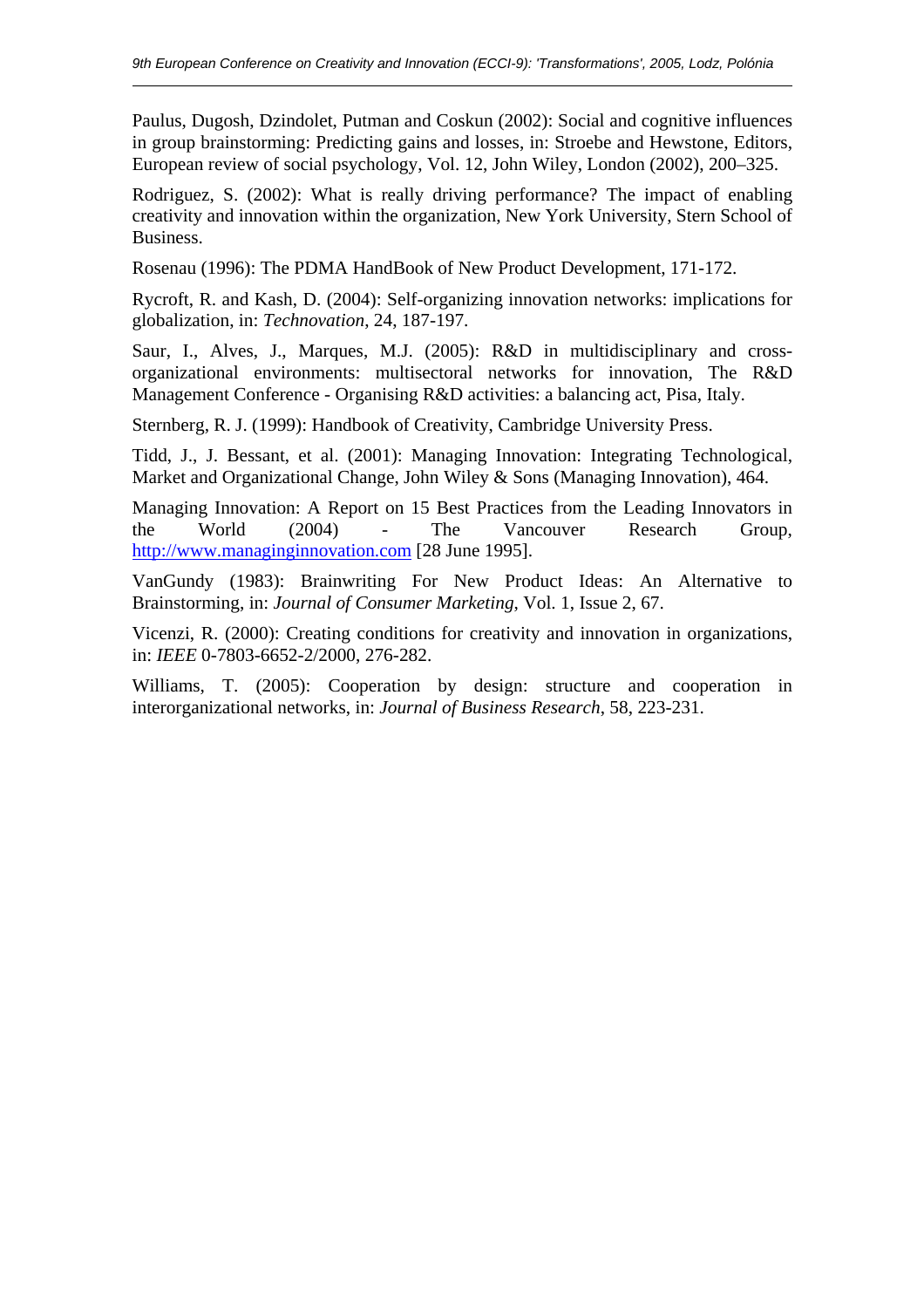Paulus, Dugosh, Dzindolet, Putman and Coskun (2002): Social and cognitive influences in group brainstorming: Predicting gains and losses, in: Stroebe and Hewstone, Editors, European review of social psychology, Vol. 12, John Wiley, London (2002), 200–325.

Rodriguez, S. (2002): What is really driving performance? The impact of enabling creativity and innovation within the organization, New York University, Stern School of Business.

Rosenau (1996): The PDMA HandBook of New Product Development, 171-172.

Rycroft, R. and Kash, D. (2004): Self-organizing innovation networks: implications for globalization, in: *Technovation*, 24, 187-197.

Saur, I., Alves, J., Marques, M.J. (2005): R&D in multidisciplinary and cross-organizational environments: multisectoral networks for innovation, The R&D Management Conference - Organising R&D activities: a balancing act, Pisa, Italy.

Sternberg, R. J. (1999): Handbook of Creativity, Cambridge University Press.

Tidd, J., J. Bessant, et al. (2001): Managing Innovation: Integrating Technological, Market and Organizational Change, John Wiley & Sons (Managing Innovation), 464.

Managing Innovation: A Report on 15 Best Practices from the Leading Innovators in the World (2004) - The Vancouver Research Group, http://www.managinginnovation.com [28 June 1995].

VanGundy (1983): Brainwriting For New Product Ideas: An Alternative to Brainstorming, in: *Journal of Consumer Marketing*, Vol. 1, Issue 2, 67.

Vicenzi, R. (2000): Creating conditions for creativity and innovation in organizations, in: *IEEE* 0-7803-6652-2/2000, 276-282.

Williams, T. (2005): Cooperation by design: structure and cooperation in interorganizational networks, in: *Journal of Business Research*, 58, 223-231.